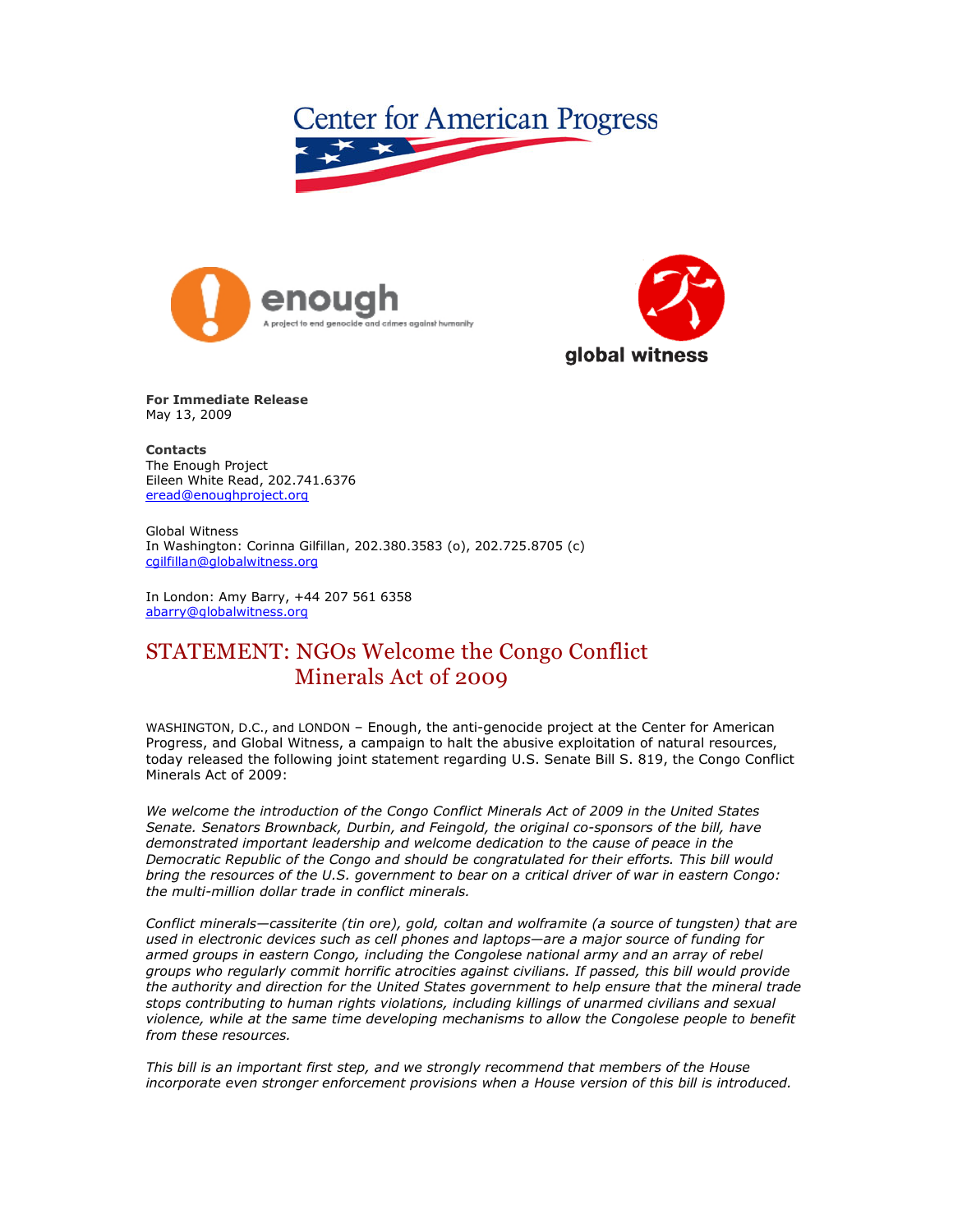Center for American Progress

enough
A project to end genocide and crimes against humanity

global witness

**For Immediate Release**
May 13, 2009

**Contacts**
The Enough Project
Eileen White Read, 202.741.6376
eread@enoughproject.org

Global Witness
In Washington: Corinna Gilfillan, 202.380.3583 (o), 202.725.8705 (c)
cgilfillan@globalwitness.org

In London: Amy Barry, +44 207 561 6358
abarry@globalwitness.org

# STATEMENT: NGOs Welcome the Congo Conflict Minerals Act of 2009

WASHINGTON, D.C., and LONDON – Enough, the anti-genocide project at the Center for American Progress, and Global Witness, a campaign to halt the abusive exploitation of natural resources, today released the following joint statement regarding U.S. Senate Bill S. 819, the Congo Conflict Minerals Act of 2009:

*We welcome the introduction of the Congo Conflict Minerals Act of 2009 in the United States Senate. Senators Brownback, Durbin, and Feingold, the original co-sponsors of the bill, have demonstrated important leadership and welcome dedication to the cause of peace in the Democratic Republic of the Congo and should be congratulated for their efforts. This bill would bring the resources of the U.S. government to bear on a critical driver of war in eastern Congo: the multi-million dollar trade in conflict minerals.*

*Conflict minerals—cassiterite (tin ore), gold, coltan and wolframite (a source of tungsten) that are used in electronic devices such as cell phones and laptops—are a major source of funding for armed groups in eastern Congo, including the Congolese national army and an array of rebel groups who regularly commit horrific atrocities against civilians. If passed, this bill would provide the authority and direction for the United States government to help ensure that the mineral trade stops contributing to human rights violations, including killings of unarmed civilians and sexual violence, while at the same time developing mechanisms to allow the Congolese people to benefit from these resources.*

*This bill is an important first step, and we strongly recommend that members of the House incorporate even stronger enforcement provisions when a House version of this bill is introduced.*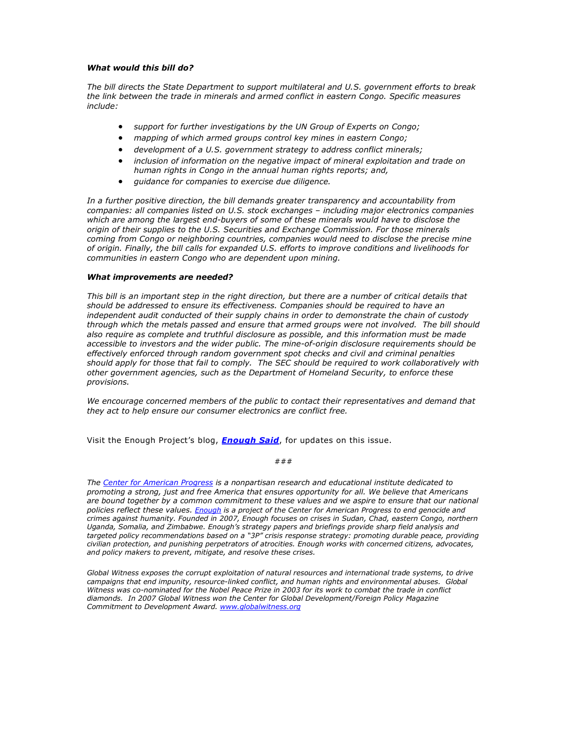***What would this bill do?***

*The bill directs the State Department to support multilateral and U.S. government efforts to break the link between the trade in minerals and armed conflict in eastern Congo. Specific measures include:*

- *support for further investigations by the UN Group of Experts on Congo;*
- *mapping of which armed groups control key mines in eastern Congo;*
- *development of a U.S. government strategy to address conflict minerals;*
- *inclusion of information on the negative impact of mineral exploitation and trade on human rights in Congo in the annual human rights reports; and,*
- *guidance for companies to exercise due diligence.*

*In a further positive direction, the bill demands greater transparency and accountability from companies: all companies listed on U.S. stock exchanges – including major electronics companies which are among the largest end-buyers of some of these minerals would have to disclose the origin of their supplies to the U.S. Securities and Exchange Commission. For those minerals coming from Congo or neighboring countries, companies would need to disclose the precise mine of origin. Finally, the bill calls for expanded U.S. efforts to improve conditions and livelihoods for communities in eastern Congo who are dependent upon mining.*

***What improvements are needed?***

*This bill is an important step in the right direction, but there are a number of critical details that should be addressed to ensure its effectiveness. Companies should be required to have an independent audit conducted of their supply chains in order to demonstrate the chain of custody through which the metals passed and ensure that armed groups were not involved. The bill should also require as complete and truthful disclosure as possible, and this information must be made accessible to investors and the wider public. The mine-of-origin disclosure requirements should be effectively enforced through random government spot checks and civil and criminal penalties should apply for those that fail to comply. The SEC should be required to work collaboratively with other government agencies, such as the Department of Homeland Security, to enforce these provisions.*

*We encourage concerned members of the public to contact their representatives and demand that they act to help ensure our consumer electronics are conflict free.*

Visit the Enough Project's blog, ***Enough Said***, for updates on this issue.

###

*The Center for American Progress is a nonpartisan research and educational institute dedicated to promoting a strong, just and free America that ensures opportunity for all. We believe that Americans are bound together by a common commitment to these values and we aspire to ensure that our national policies reflect these values. Enough is a project of the Center for American Progress to end genocide and crimes against humanity. Founded in 2007, Enough focuses on crises in Sudan, Chad, eastern Congo, northern Uganda, Somalia, and Zimbabwe. Enough's strategy papers and briefings provide sharp field analysis and targeted policy recommendations based on a "3P" crisis response strategy: promoting durable peace, providing civilian protection, and punishing perpetrators of atrocities. Enough works with concerned citizens, advocates, and policy makers to prevent, mitigate, and resolve these crises.*

*Global Witness exposes the corrupt exploitation of natural resources and international trade systems, to drive campaigns that end impunity, resource-linked conflict, and human rights and environmental abuses. Global Witness was co-nominated for the Nobel Peace Prize in 2003 for its work to combat the trade in conflict diamonds. In 2007 Global Witness won the Center for Global Development/Foreign Policy Magazine Commitment to Development Award. www.globalwitness.org*